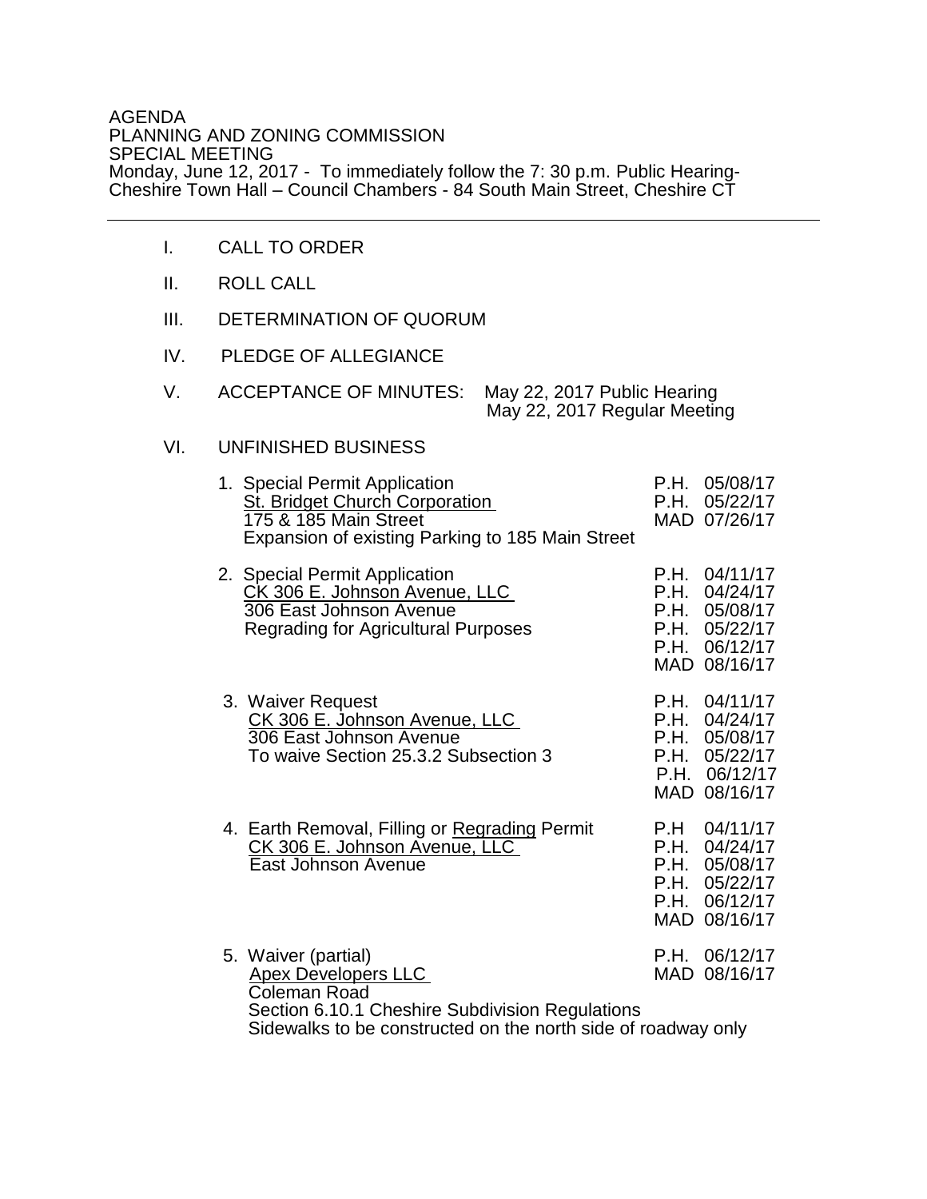AGENDA
PLANNING AND ZONING COMMISSION
SPECIAL MEETING
Monday, June 12, 2017 - To immediately follow the 7: 30 p.m. Public Hearing-
Cheshire Town Hall – Council Chambers - 84 South Main Street, Cheshire CT

---

I. CALL TO ORDER

II. ROLL CALL

III. DETERMINATION OF QUORUM

IV. PLEDGE OF ALLEGIANCE

V. ACCEPTANCE OF MINUTES: May 22, 2017 Public Hearing
May 22, 2017 Regular Meeting

VI. UNFINISHED BUSINESS

1. Special Permit Application
<u>St. Bridget Church Corporation</u>
175 & 185 Main Street
Expansion of existing Parking to 185 Main Street

   P.H. 05/08/17
   P.H. 05/22/17
   MAD 07/26/17

2. Special Permit Application
<u>CK 306 E. Johnson Avenue, LLC</u>
306 East Johnson Avenue
Regrading for Agricultural Purposes

   P.H. 04/11/17
   P.H. 04/24/17
   P.H. 05/08/17
   P.H. 05/22/17
   P.H. 06/12/17
   MAD 08/16/17

3. Waiver Request
<u>CK 306 E. Johnson Avenue, LLC</u>
306 East Johnson Avenue
To waive Section 25.3.2 Subsection 3

   P.H. 04/11/17
   P.H. 04/24/17
   P.H. 05/08/17
   P.H. 05/22/17
   P.H. 06/12/17
   MAD 08/16/17

4. Earth Removal, Filling or <u>Regrading</u> Permit
<u>CK 306 E. Johnson Avenue, LLC</u>
East Johnson Avenue

   P.H 04/11/17
   P.H. 04/24/17
   P.H. 05/08/17
   P.H. 05/22/17
   P.H. 06/12/17
   MAD 08/16/17

5. Waiver (partial)
<u>Apex Developers LLC</u>
Coleman Road
Section 6.10.1 Cheshire Subdivision Regulations
Sidewalks to be constructed on the north side of roadway only

   P.H. 06/12/17
   MAD 08/16/17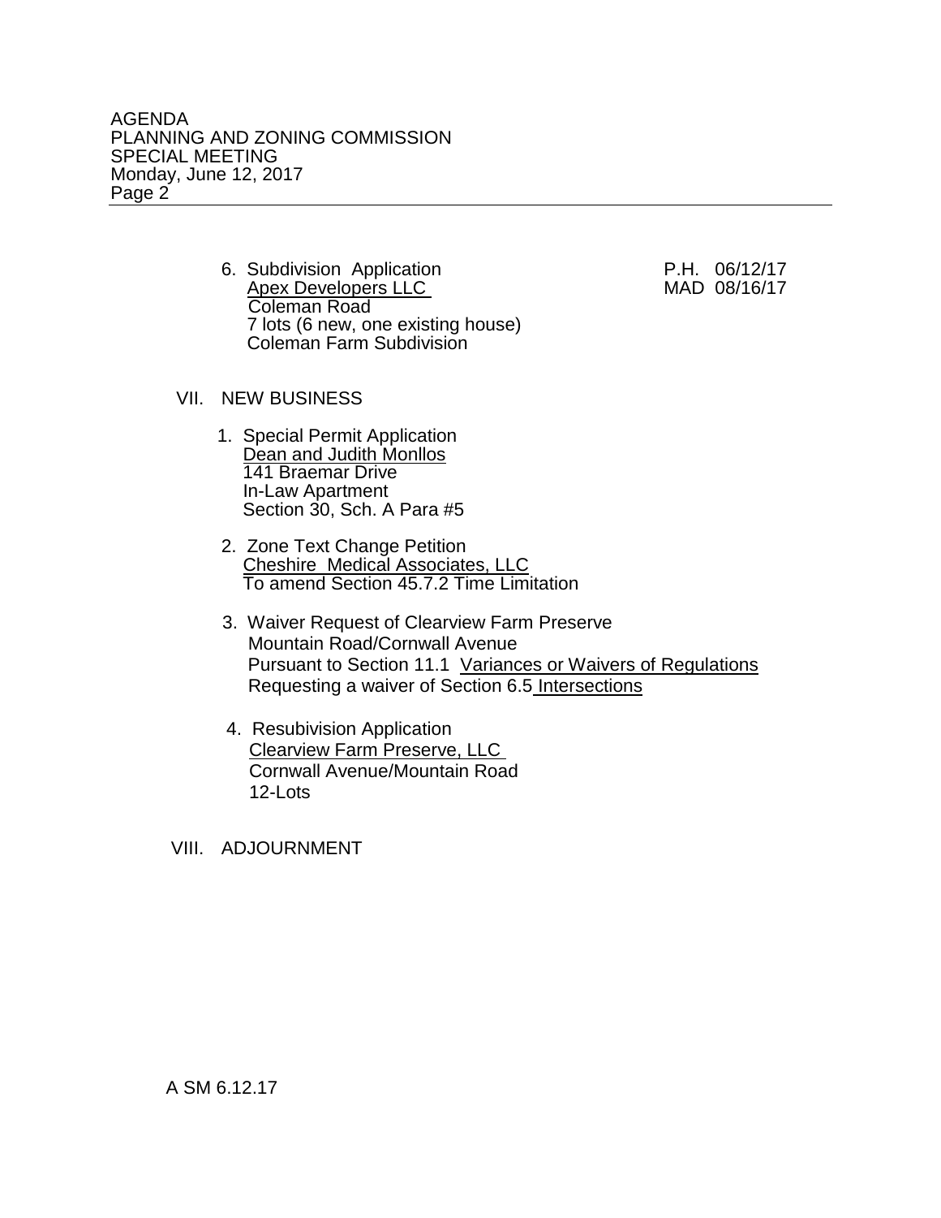6. Subdivision Application P.H. 06/12/17
   Apex Developers LLC MAD 08/16/17
   Coleman Road
   7 lots (6 new, one existing house)
   Coleman Farm Subdivision

VII. NEW BUSINESS

1. Special Permit Application
   Dean and Judith Monllos
   141 Braemar Drive
   In-Law Apartment
   Section 30, Sch. A Para #5

2. Zone Text Change Petition
   Cheshire Medical Associates, LLC
   To amend Section 45.7.2 Time Limitation

3. Waiver Request of Clearview Farm Preserve
   Mountain Road/Cornwall Avenue
   Pursuant to Section 11.1 Variances or Waivers of Regulations
   Requesting a waiver of Section 6.5 Intersections

4. Resubivision Application
   Clearview Farm Preserve, LLC
   Cornwall Avenue/Mountain Road
   12-Lots

VIII. ADJOURNMENT

A SM 6.12.17